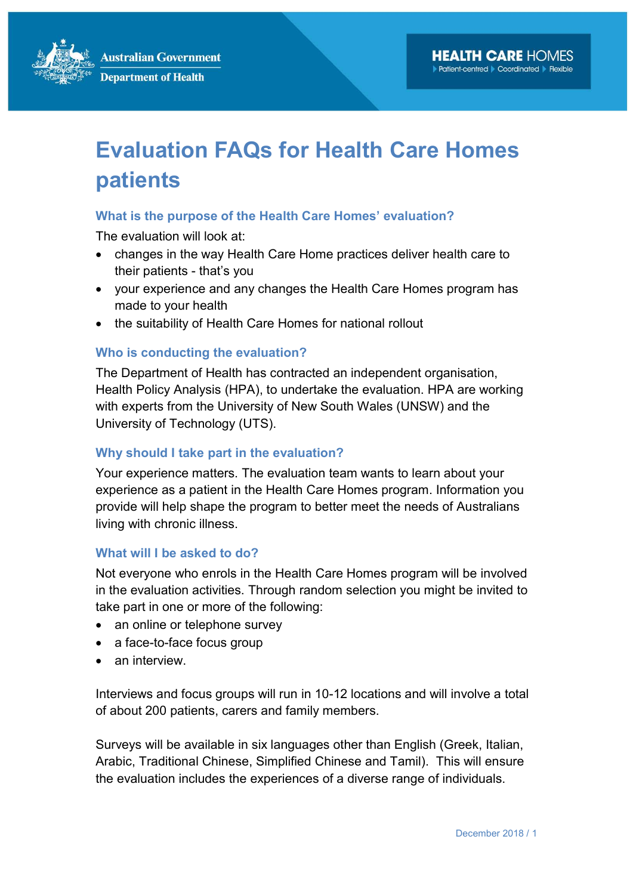Australian Government
Department of Health

HEALTH CARE HOMES
Patient-centred ▸ Coordinated ▸ Flexible

# Evaluation FAQs for Health Care Homes patients

### What is the purpose of the Health Care Homes' evaluation?

The evaluation will look at:

- changes in the way Health Care Home practices deliver health care to their patients - that's you
- your experience and any changes the Health Care Homes program has made to your health
- the suitability of Health Care Homes for national rollout

### Who is conducting the evaluation?

The Department of Health has contracted an independent organisation, Health Policy Analysis (HPA), to undertake the evaluation. HPA are working with experts from the University of New South Wales (UNSW) and the University of Technology (UTS).

### Why should I take part in the evaluation?

Your experience matters. The evaluation team wants to learn about your experience as a patient in the Health Care Homes program. Information you provide will help shape the program to better meet the needs of Australians living with chronic illness.

### What will I be asked to do?

Not everyone who enrols in the Health Care Homes program will be involved in the evaluation activities. Through random selection you might be invited to take part in one or more of the following:

- an online or telephone survey
- a face-to-face focus group
- an interview.

Interviews and focus groups will run in 10-12 locations and will involve a total of about 200 patients, carers and family members.

Surveys will be available in six languages other than English (Greek, Italian, Arabic, Traditional Chinese, Simplified Chinese and Tamil). This will ensure the evaluation includes the experiences of a diverse range of individuals.

December 2018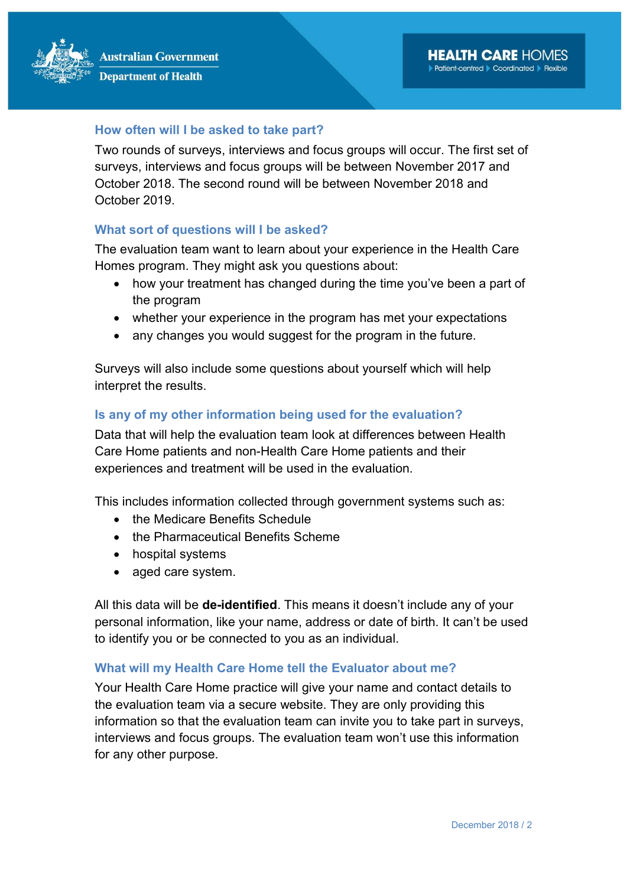## How often will I be asked to take part?

Two rounds of surveys, interviews and focus groups will occur. The first set of surveys, interviews and focus groups will be between November 2017 and October 2018. The second round will be between November 2018 and October 2019.

## What sort of questions will I be asked?

The evaluation team want to learn about your experience in the Health Care Homes program. They might ask you questions about:

- how your treatment has changed during the time you've been a part of the program
- whether your experience in the program has met your expectations
- any changes you would suggest for the program in the future.

Surveys will also include some questions about yourself which will help interpret the results.

## Is any of my other information being used for the evaluation?

Data that will help the evaluation team look at differences between Health Care Home patients and non-Health Care Home patients and their experiences and treatment will be used in the evaluation.

This includes information collected through government systems such as:

- the Medicare Benefits Schedule
- the Pharmaceutical Benefits Scheme
- hospital systems
- aged care system.

All this data will be **de-identified**. This means it doesn't include any of your personal information, like your name, address or date of birth. It can't be used to identify you or be connected to you as an individual.

## What will my Health Care Home tell the Evaluator about me?

Your Health Care Home practice will give your name and contact details to the evaluation team via a secure website. They are only providing this information so that the evaluation team can invite you to take part in surveys, interviews and focus groups. The evaluation team won't use this information for any other purpose.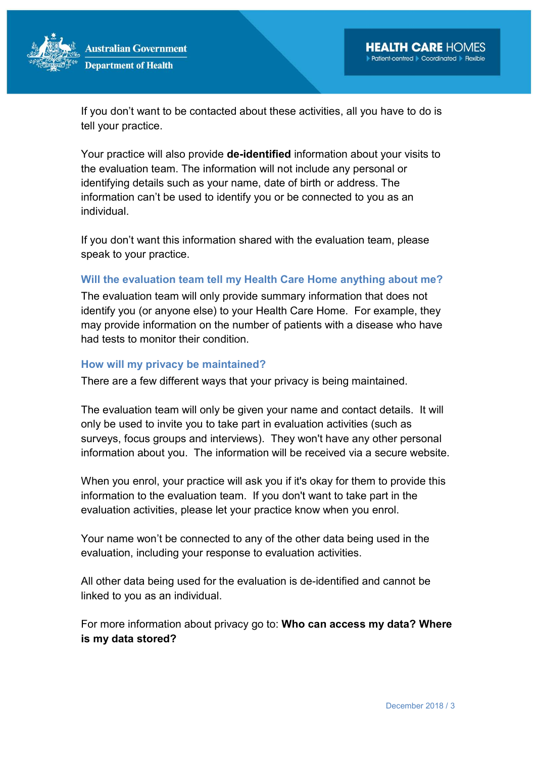If you don't want to be contacted about these activities, all you have to do is tell your practice.

Your practice will also provide **de-identified** information about your visits to the evaluation team. The information will not include any personal or identifying details such as your name, date of birth or address. The information can't be used to identify you or be connected to you as an individual.

If you don't want this information shared with the evaluation team, please speak to your practice.

### Will the evaluation team tell my Health Care Home anything about me?

The evaluation team will only provide summary information that does not identify you (or anyone else) to your Health Care Home. For example, they may provide information on the number of patients with a disease who have had tests to monitor their condition.

### How will my privacy be maintained?

There are a few different ways that your privacy is being maintained.

The evaluation team will only be given your name and contact details. It will only be used to invite you to take part in evaluation activities (such as surveys, focus groups and interviews). They won't have any other personal information about you. The information will be received via a secure website.

When you enrol, your practice will ask you if it's okay for them to provide this information to the evaluation team. If you don't want to take part in the evaluation activities, please let your practice know when you enrol.

Your name won't be connected to any of the other data being used in the evaluation, including your response to evaluation activities.

All other data being used for the evaluation is de-identified and cannot be linked to you as an individual.

For more information about privacy go to: **Who can access my data? Where is my data stored?**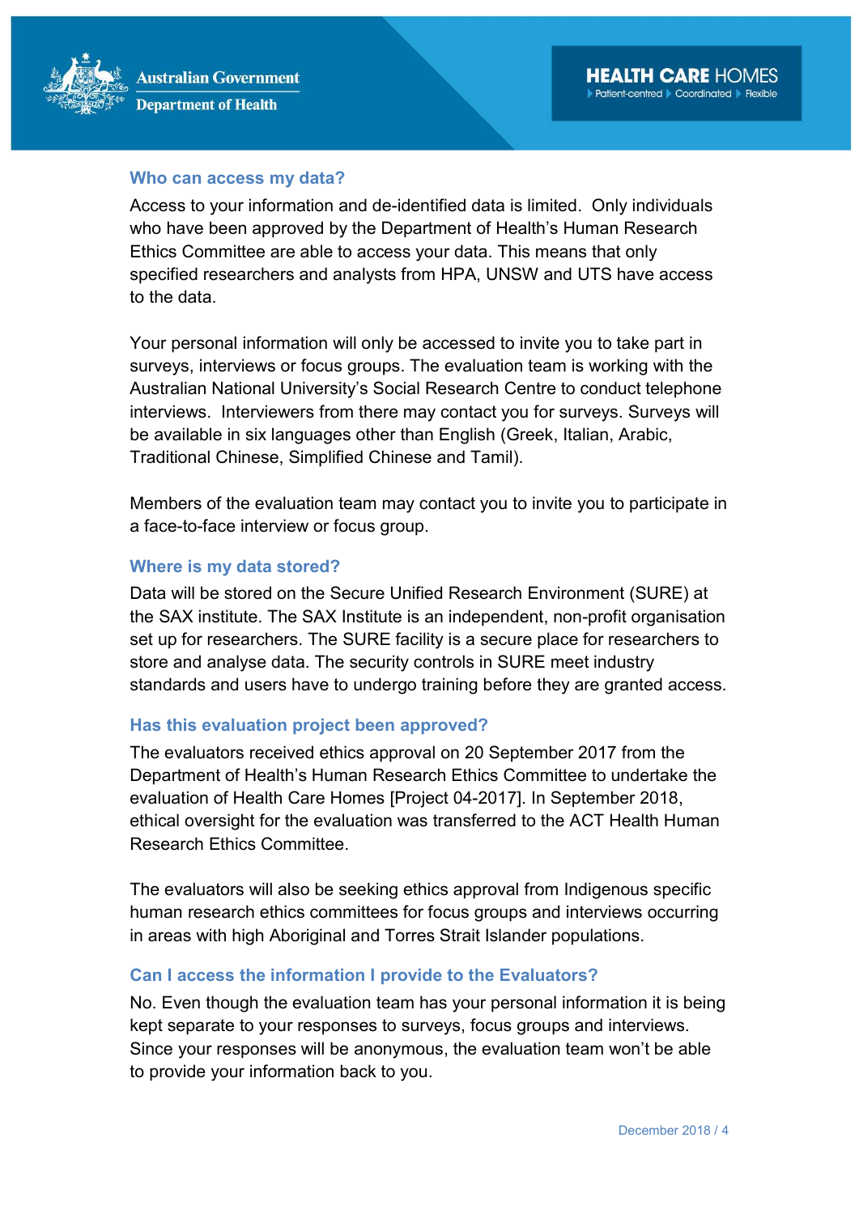## Who can access my data?

Access to your information and de-identified data is limited. Only individuals who have been approved by the Department of Health's Human Research Ethics Committee are able to access your data. This means that only specified researchers and analysts from HPA, UNSW and UTS have access to the data.

Your personal information will only be accessed to invite you to take part in surveys, interviews or focus groups. The evaluation team is working with the Australian National University's Social Research Centre to conduct telephone interviews. Interviewers from there may contact you for surveys. Surveys will be available in six languages other than English (Greek, Italian, Arabic, Traditional Chinese, Simplified Chinese and Tamil).

Members of the evaluation team may contact you to invite you to participate in a face-to-face interview or focus group.

## Where is my data stored?

Data will be stored on the Secure Unified Research Environment (SURE) at the SAX institute. The SAX Institute is an independent, non-profit organisation set up for researchers. The SURE facility is a secure place for researchers to store and analyse data. The security controls in SURE meet industry standards and users have to undergo training before they are granted access.

## Has this evaluation project been approved?

The evaluators received ethics approval on 20 September 2017 from the Department of Health's Human Research Ethics Committee to undertake the evaluation of Health Care Homes [Project 04-2017]. In September 2018, ethical oversight for the evaluation was transferred to the ACT Health Human Research Ethics Committee.

The evaluators will also be seeking ethics approval from Indigenous specific human research ethics committees for focus groups and interviews occurring in areas with high Aboriginal and Torres Strait Islander populations.

## Can I access the information I provide to the Evaluators?

No. Even though the evaluation team has your personal information it is being kept separate to your responses to surveys, focus groups and interviews. Since your responses will be anonymous, the evaluation team won't be able to provide your information back to you.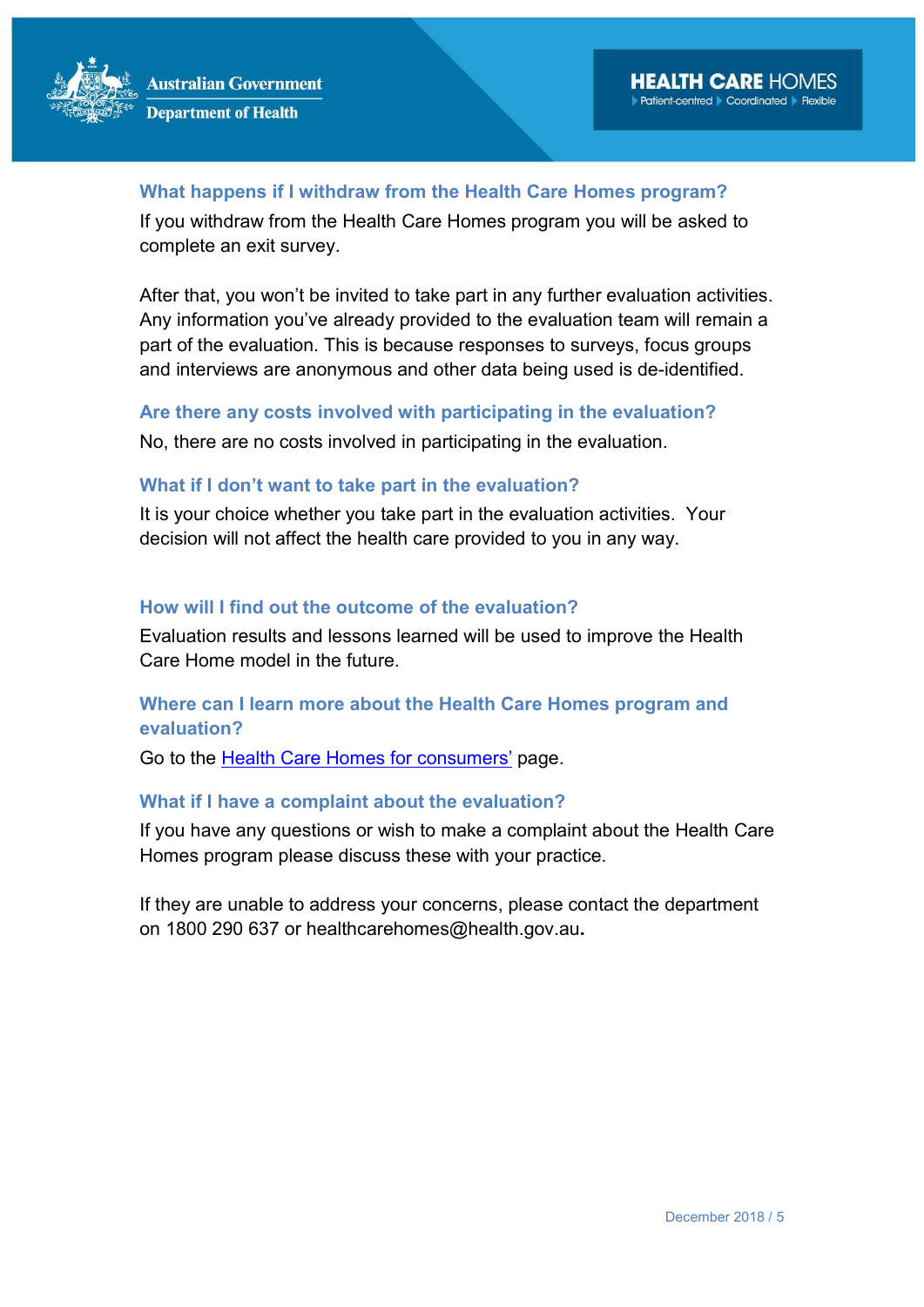### What happens if I withdraw from the Health Care Homes program?

If you withdraw from the Health Care Homes program you will be asked to complete an exit survey.

After that, you won't be invited to take part in any further evaluation activities. Any information you've already provided to the evaluation team will remain a part of the evaluation. This is because responses to surveys, focus groups and interviews are anonymous and other data being used is de-identified.

### Are there any costs involved with participating in the evaluation?

No, there are no costs involved in participating in the evaluation.

### What if I don't want to take part in the evaluation?

It is your choice whether you take part in the evaluation activities. Your decision will not affect the health care provided to you in any way.

### How will I find out the outcome of the evaluation?

Evaluation results and lessons learned will be used to improve the Health Care Home model in the future.

### Where can I learn more about the Health Care Homes program and evaluation?

Go to the Health Care Homes for consumers' page.

### What if I have a complaint about the evaluation?

If you have any questions or wish to make a complaint about the Health Care Homes program please discuss these with your practice.

If they are unable to address your concerns, please contact the department on 1800 290 637 or healthcarehomes@health.gov.au**.**